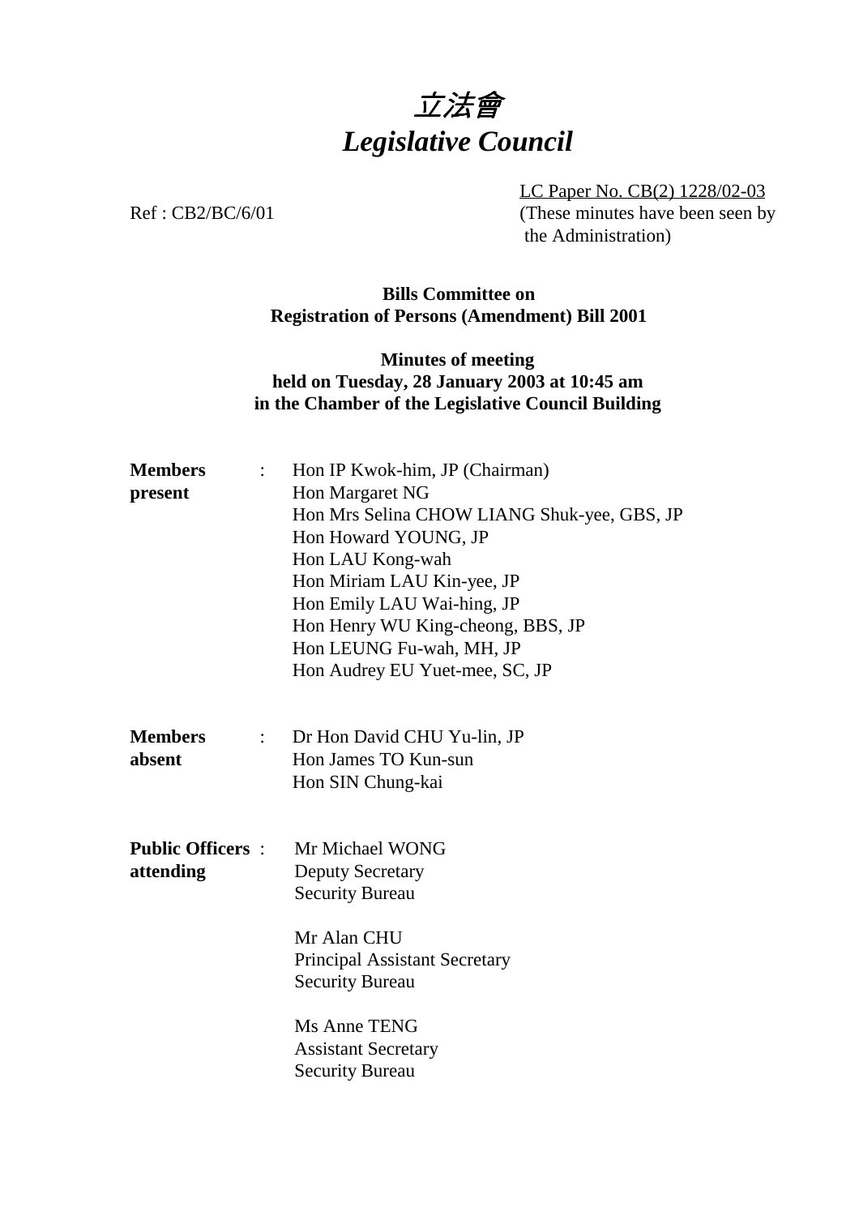# *立法會*
# *Legislative Council*

Ref : CB2/BC/6/01

LC Paper No. CB(2) 1228/02-03
(These minutes have been seen by the Administration)

**Bills Committee on**
**Registration of Persons (Amendment) Bill 2001**

**Minutes of meeting**
**held on Tuesday, 28 January 2003 at 10:45 am**
**in the Chamber of the Legislative Council Building**

**Members present** :
Hon IP Kwok-him, JP (Chairman)
Hon Margaret NG
Hon Mrs Selina CHOW LIANG Shuk-yee, GBS, JP
Hon Howard YOUNG, JP
Hon LAU Kong-wah
Hon Miriam LAU Kin-yee, JP
Hon Emily LAU Wai-hing, JP
Hon Henry WU King-cheong, BBS, JP
Hon LEUNG Fu-wah, MH, JP
Hon Audrey EU Yuet-mee, SC, JP

**Members absent** :
Dr Hon David CHU Yu-lin, JP
Hon James TO Kun-sun
Hon SIN Chung-kai

**Public Officers attending** :
Mr Michael WONG
Deputy Secretary
Security Bureau

Mr Alan CHU
Principal Assistant Secretary
Security Bureau

Ms Anne TENG
Assistant Secretary
Security Bureau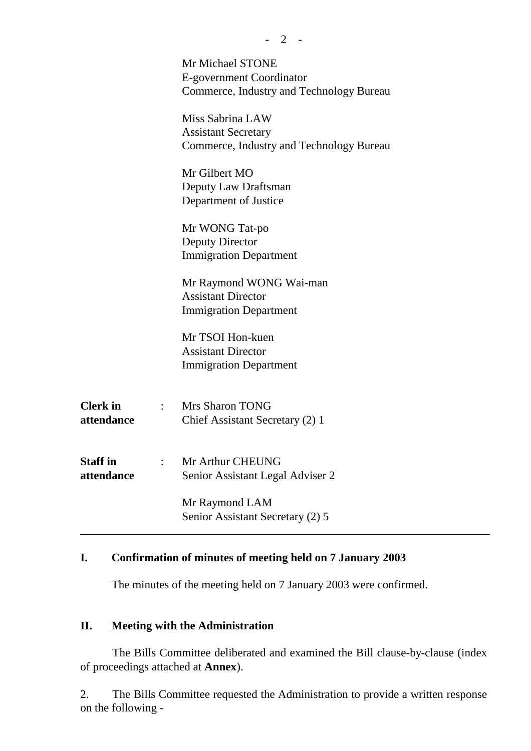Mr Michael STONE
E-government Coordinator
Commerce, Industry and Technology Bureau

Miss Sabrina LAW
Assistant Secretary
Commerce, Industry and Technology Bureau

Mr Gilbert MO
Deputy Law Draftsman
Department of Justice

Mr WONG Tat-po
Deputy Director
Immigration Department

Mr Raymond WONG Wai-man
Assistant Director
Immigration Department

Mr TSOI Hon-kuen
Assistant Director
Immigration Department

**Clerk in attendance** : Mrs Sharon TONG
Chief Assistant Secretary (2) 1

**Staff in attendance** : Mr Arthur CHEUNG
Senior Assistant Legal Adviser 2

Mr Raymond LAM
Senior Assistant Secretary (2) 5

---

## I. Confirmation of minutes of meeting held on 7 January 2003

The minutes of the meeting held on 7 January 2003 were confirmed.

## II. Meeting with the Administration

The Bills Committee deliberated and examined the Bill clause-by-clause (index of proceedings attached at **Annex**).

2. The Bills Committee requested the Administration to provide a written response on the following -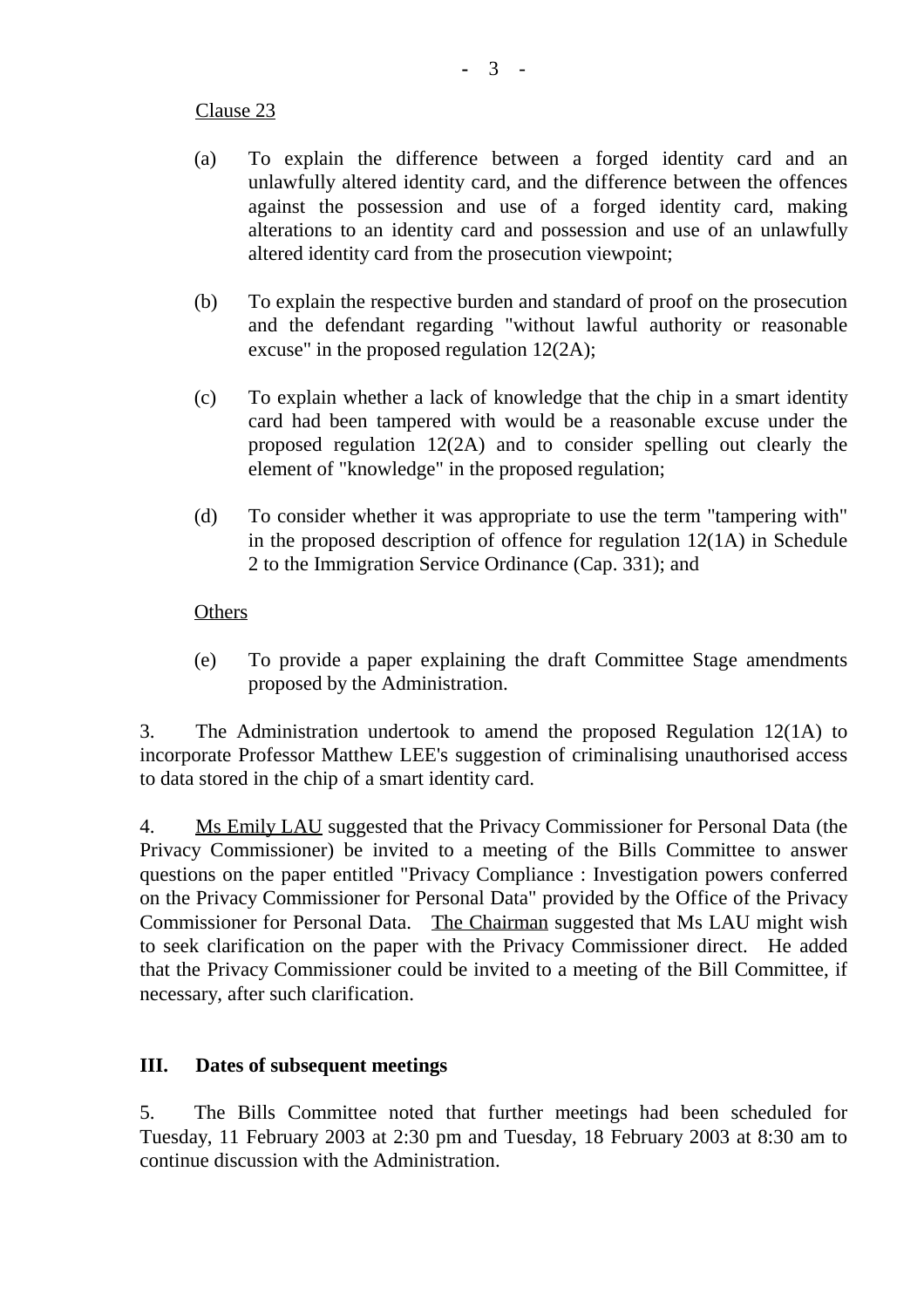Clause 23

(a) To explain the difference between a forged identity card and an unlawfully altered identity card, and the difference between the offences against the possession and use of a forged identity card, making alterations to an identity card and possession and use of an unlawfully altered identity card from the prosecution viewpoint;

(b) To explain the respective burden and standard of proof on the prosecution and the defendant regarding "without lawful authority or reasonable excuse" in the proposed regulation 12(2A);

(c) To explain whether a lack of knowledge that the chip in a smart identity card had been tampered with would be a reasonable excuse under the proposed regulation 12(2A) and to consider spelling out clearly the element of "knowledge" in the proposed regulation;

(d) To consider whether it was appropriate to use the term "tampering with" in the proposed description of offence for regulation 12(1A) in Schedule 2 to the Immigration Service Ordinance (Cap. 331); and

Others

(e) To provide a paper explaining the draft Committee Stage amendments proposed by the Administration.

3. The Administration undertook to amend the proposed Regulation 12(1A) to incorporate Professor Matthew LEE's suggestion of criminalising unauthorised access to data stored in the chip of a smart identity card.

4. Ms Emily LAU suggested that the Privacy Commissioner for Personal Data (the Privacy Commissioner) be invited to a meeting of the Bills Committee to answer questions on the paper entitled "Privacy Compliance : Investigation powers conferred on the Privacy Commissioner for Personal Data" provided by the Office of the Privacy Commissioner for Personal Data. The Chairman suggested that Ms LAU might wish to seek clarification on the paper with the Privacy Commissioner direct. He added that the Privacy Commissioner could be invited to a meeting of the Bill Committee, if necessary, after such clarification.

## III. Dates of subsequent meetings

5. The Bills Committee noted that further meetings had been scheduled for Tuesday, 11 February 2003 at 2:30 pm and Tuesday, 18 February 2003 at 8:30 am to continue discussion with the Administration.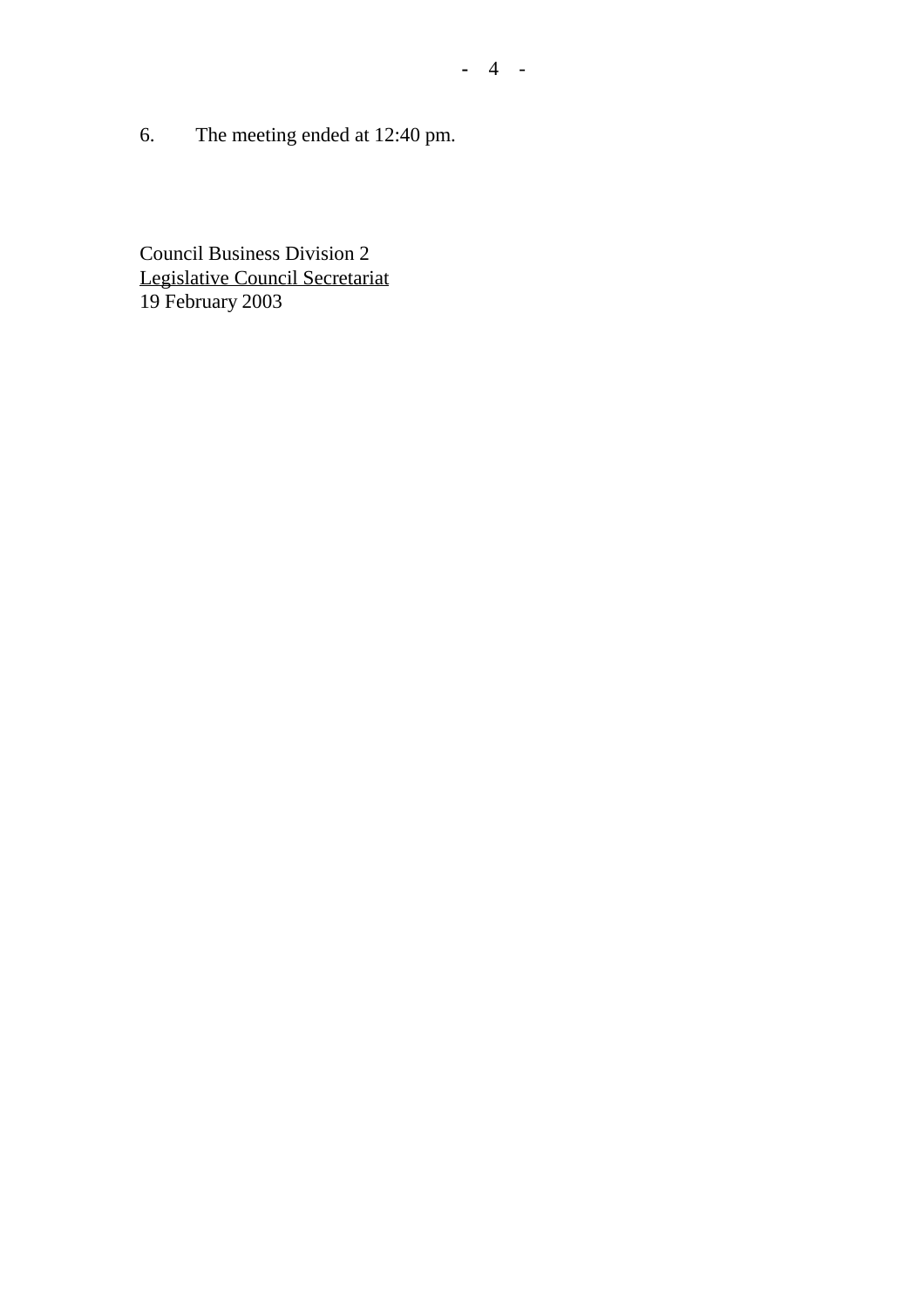6. The meeting ended at 12:40 pm.

Council Business Division 2
Legislative Council Secretariat
19 February 2003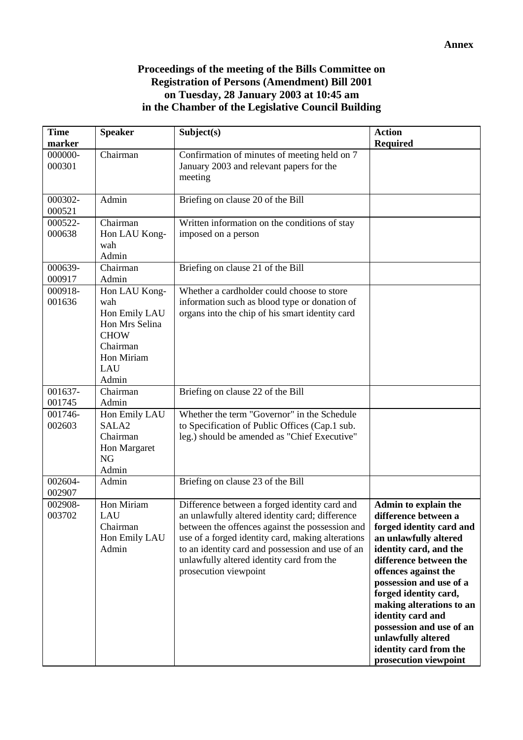**Annex**

**Proceedings of the meeting of the Bills Committee on Registration of Persons (Amendment) Bill 2001 on Tuesday, 28 January 2003 at 10:45 am in the Chamber of the Legislative Council Building**

| Time marker | Speaker | Subject(s) | Action Required |
|---|---|---|---|
| 000000-000301 | Chairman | Confirmation of minutes of meeting held on 7 January 2003 and relevant papers for the meeting | |
| 000302-000521 | Admin | Briefing on clause 20 of the Bill | |
| 000522-000638 | Chairman<br>Hon LAU Kong-wah<br>Admin | Written information on the conditions of stay imposed on a person | |
| 000639-000917 | Chairman<br>Admin | Briefing on clause 21 of the Bill | |
| 000918-001636 | Hon LAU Kong-wah<br>Hon Emily LAU<br>Hon Mrs Selina CHOW<br>Chairman<br>Hon Miriam LAU<br>Admin | Whether a cardholder could choose to store information such as blood type or donation of organs into the chip of his smart identity card | |
| 001637-001745 | Chairman<br>Admin | Briefing on clause 22 of the Bill | |
| 001746-002603 | Hon Emily LAU<br>SALA2<br>Chairman<br>Hon Margaret NG<br>Admin | Whether the term "Governor" in the Schedule to Specification of Public Offices (Cap.1 sub. leg.) should be amended as "Chief Executive" | |
| 002604-002907 | Admin | Briefing on clause 23 of the Bill | |
| 002908-003702 | Hon Miriam LAU<br>Chairman<br>Hon Emily LAU<br>Admin | Difference between a forged identity card and an unlawfully altered identity card; difference between the offences against the possession and use of a forged identity card, making alterations to an identity card and possession and use of an unlawfully altered identity card from the prosecution viewpoint | **Admin to explain the difference between a forged identity card and an unlawfully altered identity card, and the difference between the offences against the possession and use of a forged identity card, making alterations to an identity card and possession and use of an unlawfully altered identity card from the prosecution viewpoint** |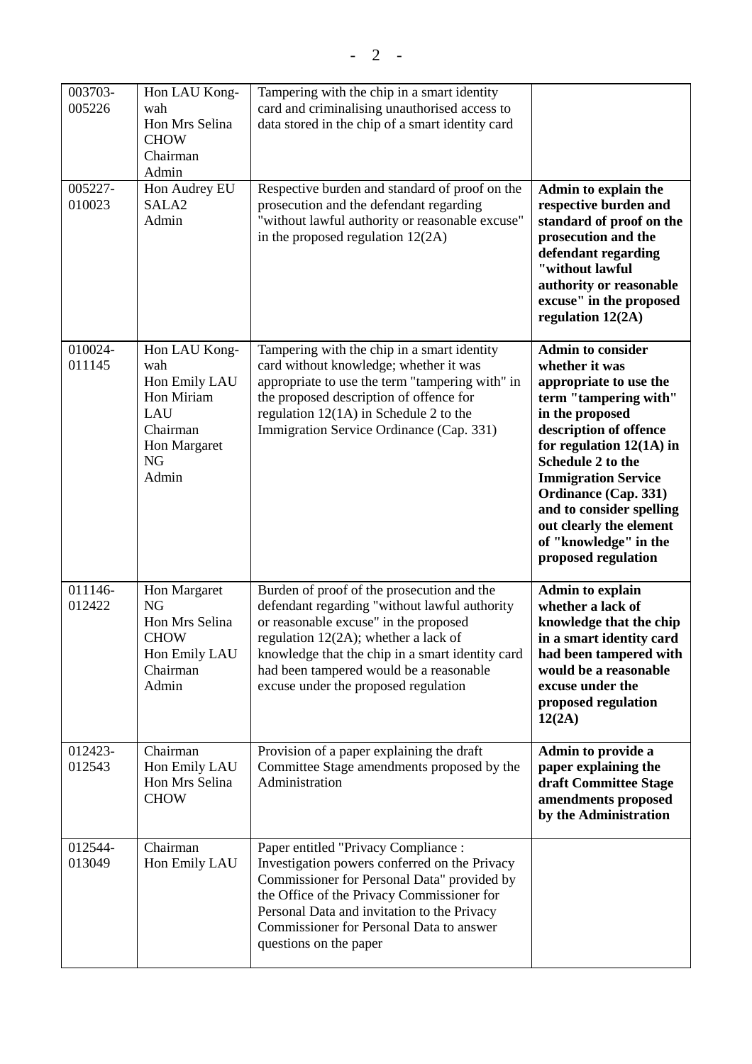| | | | |
|---|---|---|---|
| 003703-005226 | Hon LAU Kong-wah<br>Hon Mrs Selina CHOW<br>Chairman<br>Admin | Tampering with the chip in a smart identity card and criminalising unauthorised access to data stored in the chip of a smart identity card | |
| 005227-010023 | Hon Audrey EU<br>SALA2<br>Admin | Respective burden and standard of proof on the prosecution and the defendant regarding "without lawful authority or reasonable excuse" in the proposed regulation 12(2A) | **Admin to explain the respective burden and standard of proof on the prosecution and the defendant regarding "without lawful authority or reasonable excuse" in the proposed regulation 12(2A)** |
| 010024-011145 | Hon LAU Kong-wah<br>Hon Emily LAU<br>Hon Miriam LAU<br>Chairman<br>Hon Margaret NG<br>Admin | Tampering with the chip in a smart identity card without knowledge; whether it was appropriate to use the term "tampering with" in the proposed description of offence for regulation 12(1A) in Schedule 2 to the Immigration Service Ordinance (Cap. 331) | **Admin to consider whether it was appropriate to use the term "tampering with" in the proposed description of offence for regulation 12(1A) in Schedule 2 to the Immigration Service Ordinance (Cap. 331) and to consider spelling out clearly the element of "knowledge" in the proposed regulation** |
| 011146-012422 | Hon Margaret NG<br>Hon Mrs Selina CHOW<br>Hon Emily LAU<br>Chairman<br>Admin | Burden of proof of the prosecution and the defendant regarding "without lawful authority or reasonable excuse" in the proposed regulation 12(2A); whether a lack of knowledge that the chip in a smart identity card had been tampered would be a reasonable excuse under the proposed regulation | **Admin to explain whether a lack of knowledge that the chip in a smart identity card had been tampered with would be a reasonable excuse under the proposed regulation 12(2A)** |
| 012423-012543 | Chairman<br>Hon Emily LAU<br>Hon Mrs Selina CHOW | Provision of a paper explaining the draft Committee Stage amendments proposed by the Administration | **Admin to provide a paper explaining the draft Committee Stage amendments proposed by the Administration** |
| 012544-013049 | Chairman<br>Hon Emily LAU | Paper entitled "Privacy Compliance : Investigation powers conferred on the Privacy Commissioner for Personal Data" provided by the Office of the Privacy Commissioner for Personal Data and invitation to the Privacy Commissioner for Personal Data to answer questions on the paper | |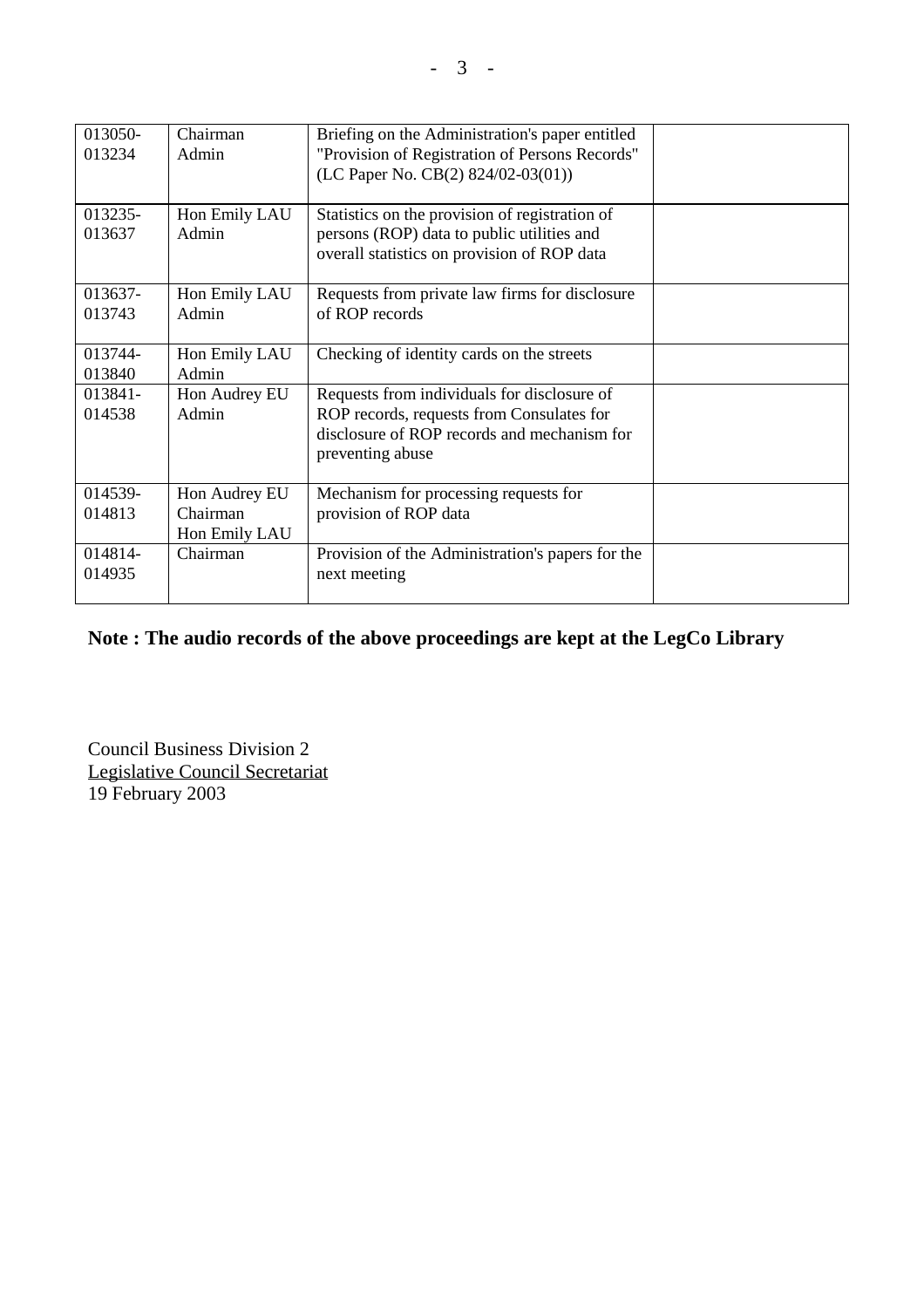| | | | |
|---|---|---|---|
| 013050-013234 | Chairman<br>Admin | Briefing on the Administration's paper entitled "Provision of Registration of Persons Records" (LC Paper No. CB(2) 824/02-03(01)) | |
| 013235-013637 | Hon Emily LAU<br>Admin | Statistics on the provision of registration of persons (ROP) data to public utilities and overall statistics on provision of ROP data | |
| 013637-013743 | Hon Emily LAU<br>Admin | Requests from private law firms for disclosure of ROP records | |
| 013744-013840 | Hon Emily LAU<br>Admin | Checking of identity cards on the streets | |
| 013841-014538 | Hon Audrey EU<br>Admin | Requests from individuals for disclosure of ROP records, requests from Consulates for disclosure of ROP records and mechanism for preventing abuse | |
| 014539-014813 | Hon Audrey EU<br>Chairman<br>Hon Emily LAU | Mechanism for processing requests for provision of ROP data | |
| 014814-014935 | Chairman | Provision of the Administration's papers for the next meeting | |

**Note : The audio records of the above proceedings are kept at the LegCo Library**

Council Business Division 2
Legislative Council Secretariat
19 February 2003